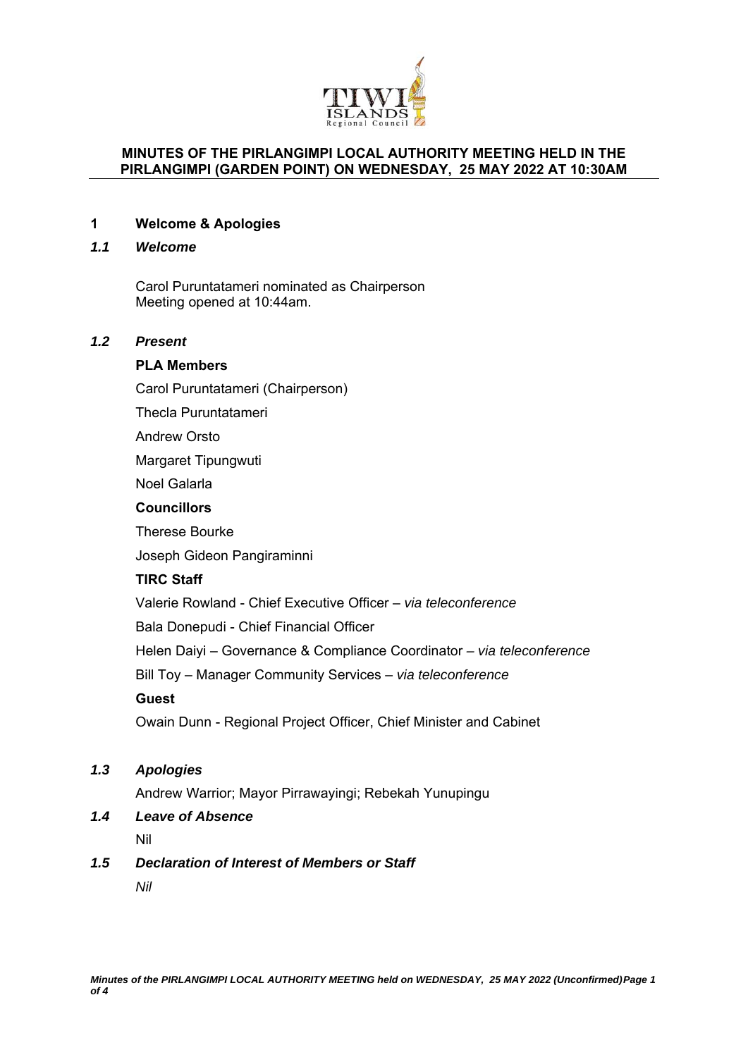# MINUTES OF THE PIRLANGIMPI LOCAL AUTHORITY MEETING HELD IN THE PIRLANGIMPI (GARDEN POINT) ON WEDNESDAY, 25 MAY 2022 AT 10:30AM

## 1 Welcome & Apologies

### *1.1 Welcome*

Carol Puruntatameri nominated as Chairperson
Meeting opened at 10:44am.

### *1.2 Present*

**PLA Members**

Carol Puruntatameri (Chairperson)

Thecla Puruntatameri

Andrew Orsto

Margaret Tipungwuti

Noel Galarla

**Councillors**

Therese Bourke

Joseph Gideon Pangiraminni

**TIRC Staff**

Valerie Rowland - Chief Executive Officer – *via teleconference*

Bala Donepudi - Chief Financial Officer

Helen Daiyi – Governance & Compliance Coordinator – *via teleconference*

Bill Toy – Manager Community Services – *via teleconference*

**Guest**

Owain Dunn - Regional Project Officer, Chief Minister and Cabinet

### *1.3 Apologies*

Andrew Warrior; Mayor Pirrawayingi; Rebekah Yunupingu

### *1.4 Leave of Absence*

Nil

### *1.5 Declaration of Interest of Members or Staff*

*Nil*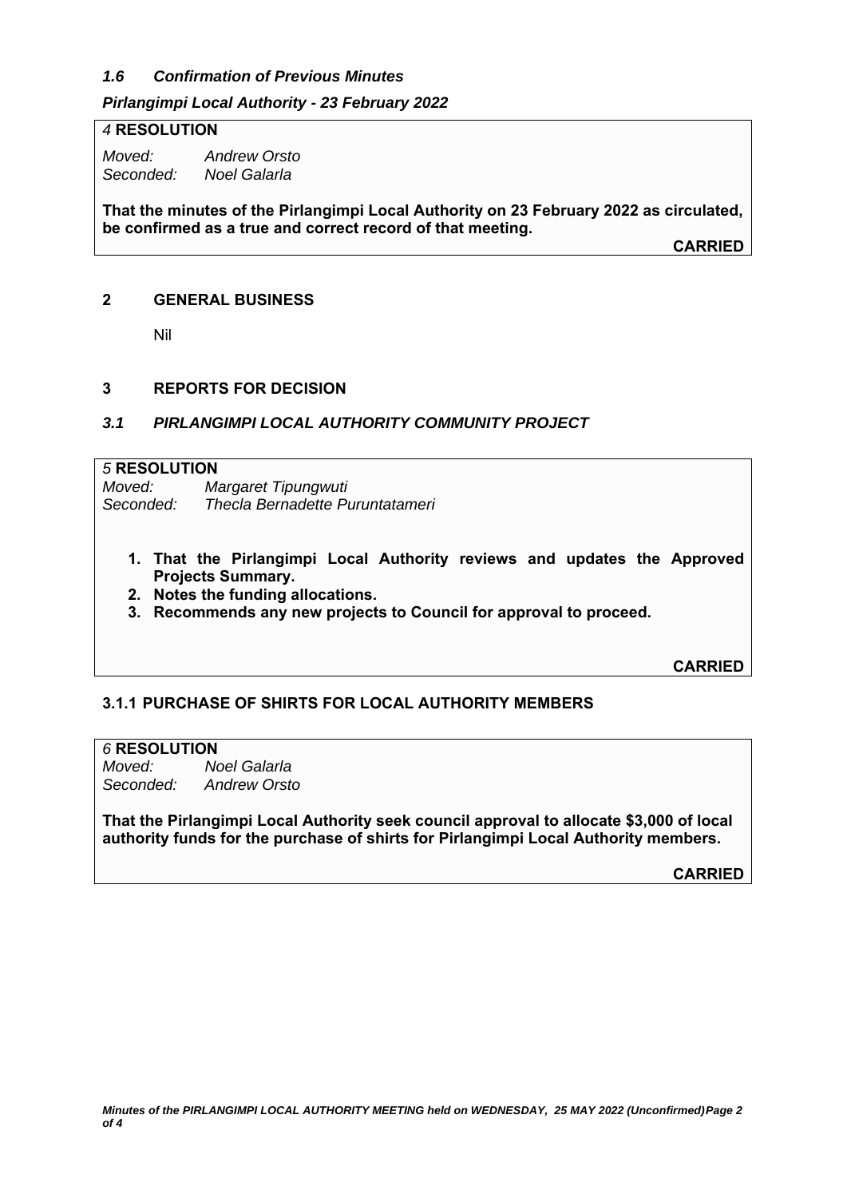### *1.6 Confirmation of Previous Minutes*

***Pirlangimpi Local Authority - 23 February 2022***

*4* **RESOLUTION**

*Moved:* *Andrew Orsto*
*Seconded:* *Noel Galarla*

**That the minutes of the Pirlangimpi Local Authority on 23 February 2022 as circulated, be confirmed as a true and correct record of that meeting.**

**CARRIED**

## 2 GENERAL BUSINESS

Nil

## 3 REPORTS FOR DECISION

### *3.1 PIRLANGIMPI LOCAL AUTHORITY COMMUNITY PROJECT*

*5* **RESOLUTION**

*Moved:* *Margaret Tipungwuti*
*Seconded:* *Thecla Bernadette Puruntatameri*

1. **That the Pirlangimpi Local Authority reviews and updates the Approved Projects Summary.**
2. **Notes the funding allocations.**
3. **Recommends any new projects to Council for approval to proceed.**

**CARRIED**

### 3.1.1 PURCHASE OF SHIRTS FOR LOCAL AUTHORITY MEMBERS

*6* **RESOLUTION**

*Moved:* *Noel Galarla*
*Seconded:* *Andrew Orsto*

**That the Pirlangimpi Local Authority seek council approval to allocate $3,000 of local authority funds for the purchase of shirts for Pirlangimpi Local Authority members.**

**CARRIED**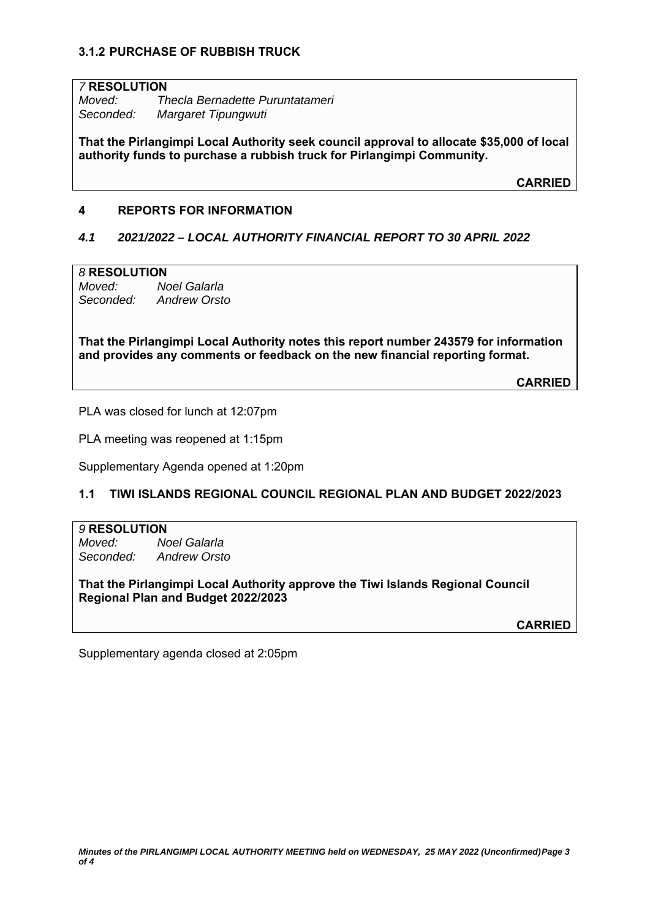### 3.1.2 PURCHASE OF RUBBISH TRUCK

*7* **RESOLUTION**
*Moved:* *Thecla Bernadette Puruntatameri*
*Seconded:* *Margaret Tipungwuti*

**That the Pirlangimpi Local Authority seek council approval to allocate $35,000 of local authority funds to purchase a rubbish truck for Pirlangimpi Community.**

**CARRIED**

## 4 REPORTS FOR INFORMATION

### *4.1 2021/2022 – LOCAL AUTHORITY FINANCIAL REPORT TO 30 APRIL 2022*

*8* **RESOLUTION**
*Moved:* *Noel Galarla*
*Seconded:* *Andrew Orsto*

**That the Pirlangimpi Local Authority notes this report number 243579 for information and provides any comments or feedback on the new financial reporting format.**

**CARRIED**

PLA was closed for lunch at 12:07pm

PLA meeting was reopened at 1:15pm

Supplementary Agenda opened at 1:20pm

### 1.1 TIWI ISLANDS REGIONAL COUNCIL REGIONAL PLAN AND BUDGET 2022/2023

*9* **RESOLUTION**
*Moved:* *Noel Galarla*
*Seconded:* *Andrew Orsto*

**That the Pirlangimpi Local Authority approve the Tiwi Islands Regional Council Regional Plan and Budget 2022/2023**

**CARRIED**

Supplementary agenda closed at 2:05pm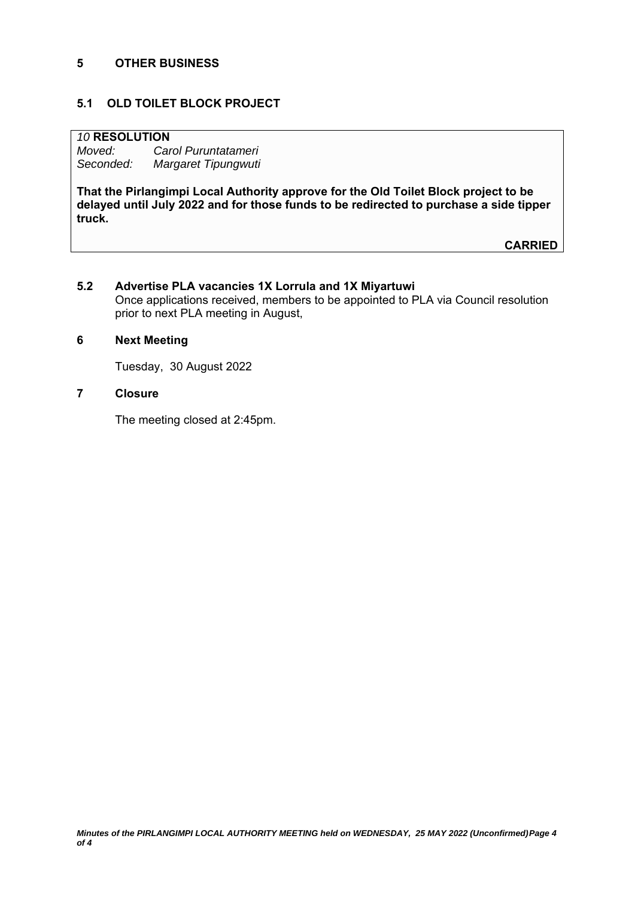## 5 OTHER BUSINESS

### 5.1 OLD TOILET BLOCK PROJECT

*10* **RESOLUTION**
*Moved:* *Carol Puruntatameri*
*Seconded:* *Margaret Tipungwuti*

**That the Pirlangimpi Local Authority approve for the Old Toilet Block project to be delayed until July 2022 and for those funds to be redirected to purchase a side tipper truck.**

**CARRIED**

### 5.2 Advertise PLA vacancies 1X Lorrula and 1X Miyartuwi

Once applications received, members to be appointed to PLA via Council resolution prior to next PLA meeting in August,

## 6 Next Meeting

Tuesday, 30 August 2022

## 7 Closure

The meeting closed at 2:45pm.